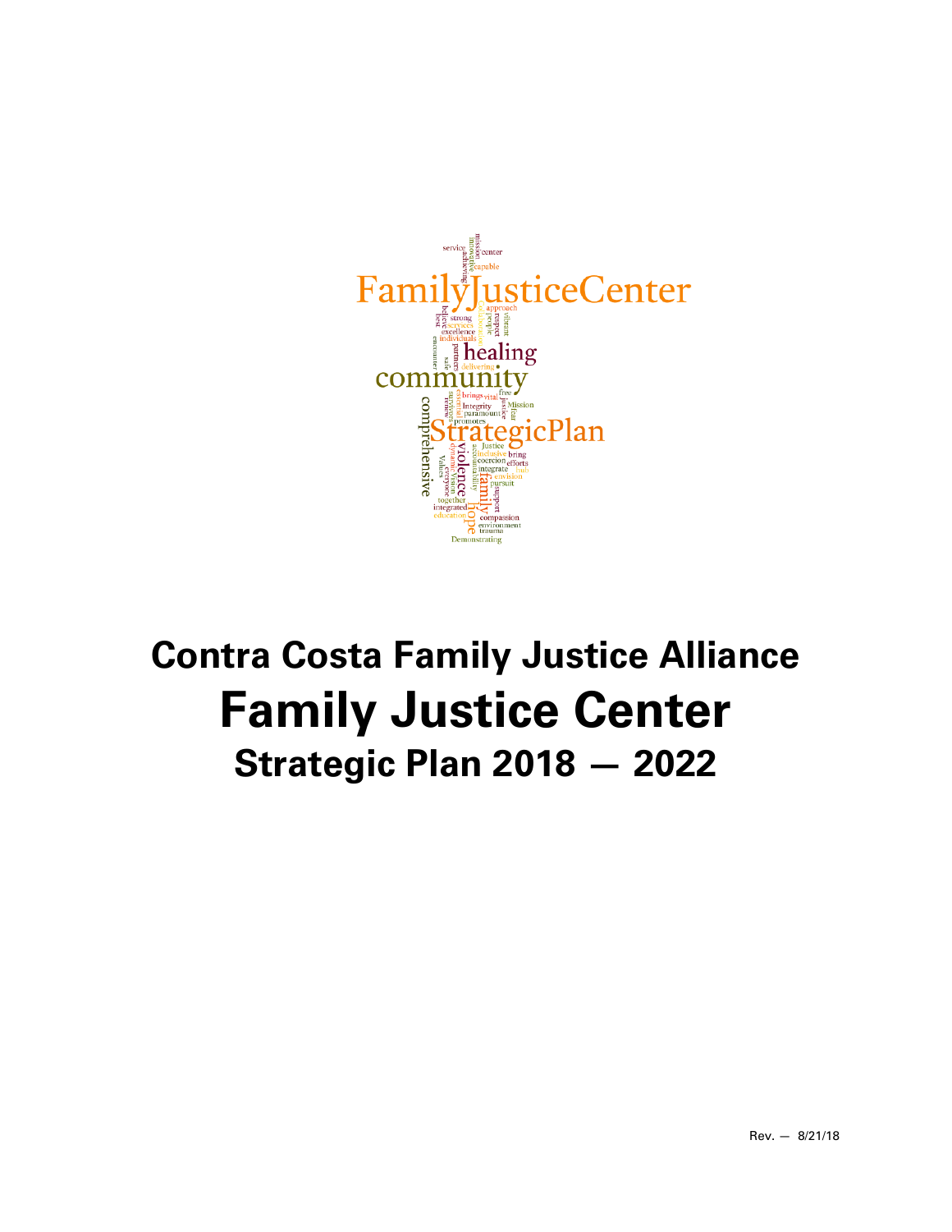# Contra Costa Family Justice Alliance

# Family Justice Center

## Strategic Plan 2018 — 2022

Rev. — 8/21/18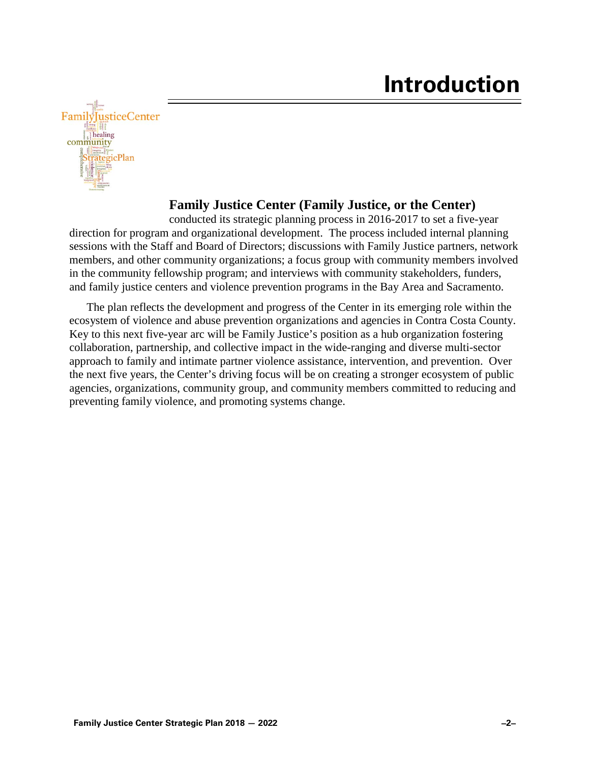# Introduction

**Family Justice Center (Family Justice, or the Center)** conducted its strategic planning process in 2016-2017 to set a five-year direction for program and organizational development. The process included internal planning sessions with the Staff and Board of Directors; discussions with Family Justice partners, network members, and other community organizations; a focus group with community members involved in the community fellowship program; and interviews with community stakeholders, funders, and family justice centers and violence prevention programs in the Bay Area and Sacramento.

The plan reflects the development and progress of the Center in its emerging role within the ecosystem of violence and abuse prevention organizations and agencies in Contra Costa County. Key to this next five-year arc will be Family Justice's position as a hub organization fostering collaboration, partnership, and collective impact in the wide-ranging and diverse multi-sector approach to family and intimate partner violence assistance, intervention, and prevention. Over the next five years, the Center's driving focus will be on creating a stronger ecosystem of public agencies, organizations, community group, and community members committed to reducing and preventing family violence, and promoting systems change.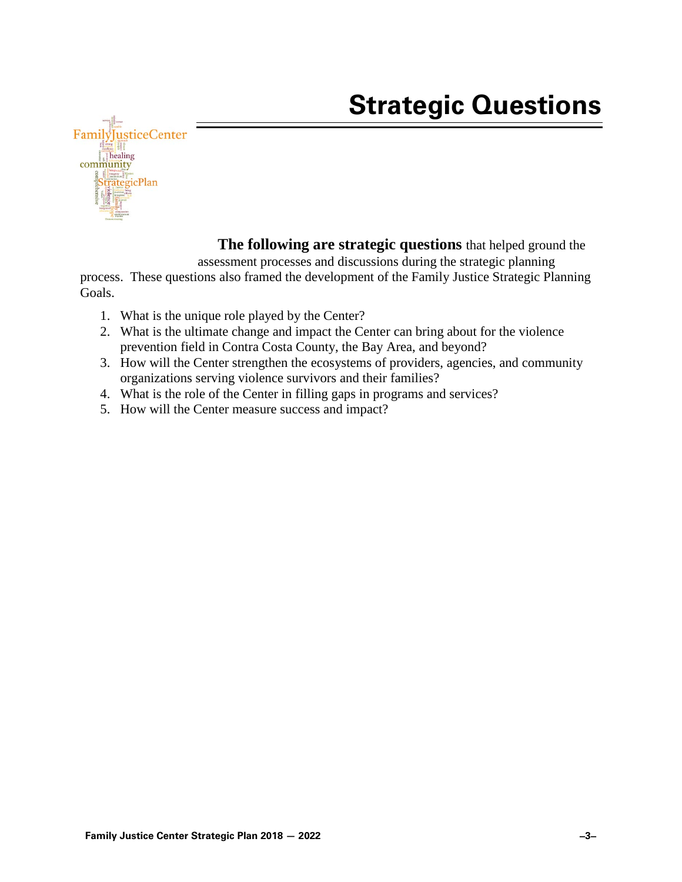# Strategic Questions

**The following are strategic questions** that helped ground the assessment processes and discussions during the strategic planning process. These questions also framed the development of the Family Justice Strategic Planning Goals.

1. What is the unique role played by the Center?
2. What is the ultimate change and impact the Center can bring about for the violence prevention field in Contra Costa County, the Bay Area, and beyond?
3. How will the Center strengthen the ecosystems of providers, agencies, and community organizations serving violence survivors and their families?
4. What is the role of the Center in filling gaps in programs and services?
5. How will the Center measure success and impact?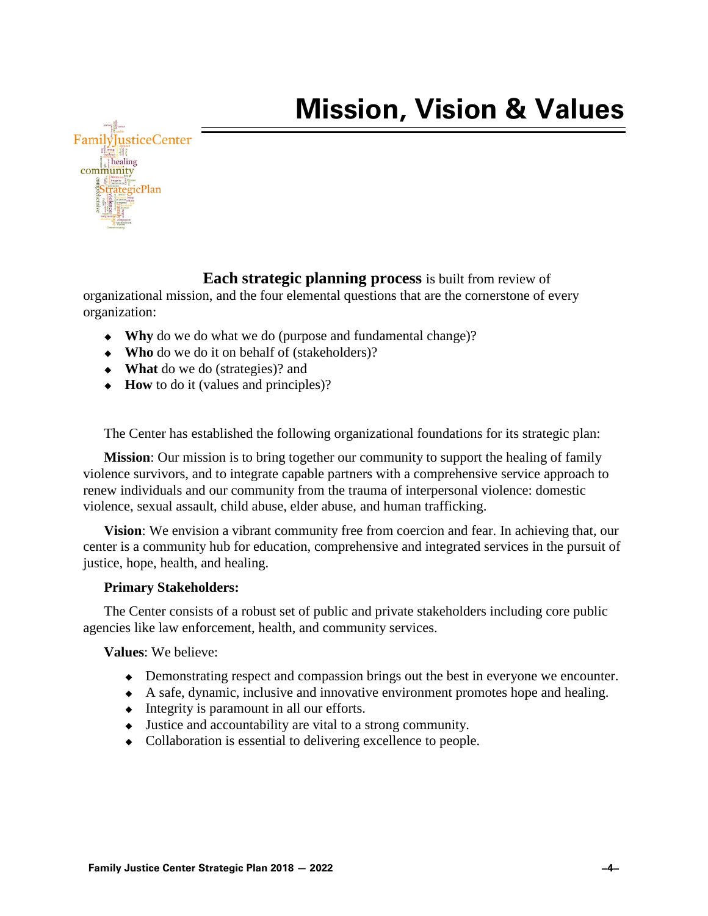# Mission, Vision & Values

**Each strategic planning process** is built from review of organizational mission, and the four elemental questions that are the cornerstone of every organization:

- **Why** do we do what we do (purpose and fundamental change)?
- **Who** do we do it on behalf of (stakeholders)?
- **What** do we do (strategies)? and
- **How** to do it (values and principles)?

The Center has established the following organizational foundations for its strategic plan:

**Mission**: Our mission is to bring together our community to support the healing of family violence survivors, and to integrate capable partners with a comprehensive service approach to renew individuals and our community from the trauma of interpersonal violence: domestic violence, sexual assault, child abuse, elder abuse, and human trafficking.

**Vision**: We envision a vibrant community free from coercion and fear. In achieving that, our center is a community hub for education, comprehensive and integrated services in the pursuit of justice, hope, health, and healing.

**Primary Stakeholders:**

The Center consists of a robust set of public and private stakeholders including core public agencies like law enforcement, health, and community services.

**Values**: We believe:

- Demonstrating respect and compassion brings out the best in everyone we encounter.
- A safe, dynamic, inclusive and innovative environment promotes hope and healing.
- Integrity is paramount in all our efforts.
- Justice and accountability are vital to a strong community.
- Collaboration is essential to delivering excellence to people.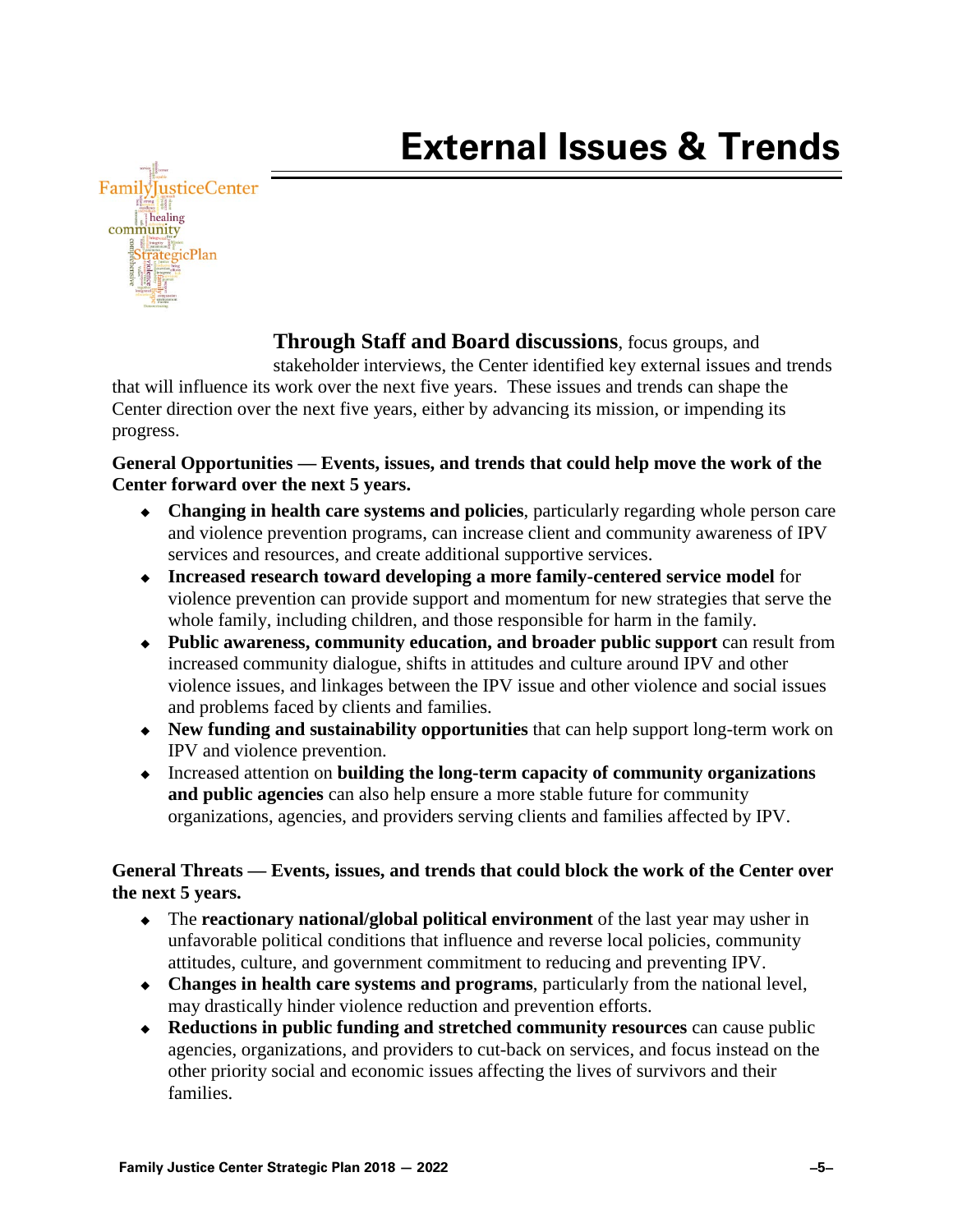# External Issues & Trends

**Through Staff and Board discussions**, focus groups, and stakeholder interviews, the Center identified key external issues and trends that will influence its work over the next five years. These issues and trends can shape the Center direction over the next five years, either by advancing its mission, or impending its progress.

**General Opportunities — Events, issues, and trends that could help move the work of the Center forward over the next 5 years.**

- **Changing in health care systems and policies**, particularly regarding whole person care and violence prevention programs, can increase client and community awareness of IPV services and resources, and create additional supportive services.
- **Increased research toward developing a more family-centered service model** for violence prevention can provide support and momentum for new strategies that serve the whole family, including children, and those responsible for harm in the family.
- **Public awareness, community education, and broader public support** can result from increased community dialogue, shifts in attitudes and culture around IPV and other violence issues, and linkages between the IPV issue and other violence and social issues and problems faced by clients and families.
- **New funding and sustainability opportunities** that can help support long-term work on IPV and violence prevention.
- Increased attention on **building the long-term capacity of community organizations and public agencies** can also help ensure a more stable future for community organizations, agencies, and providers serving clients and families affected by IPV.

**General Threats — Events, issues, and trends that could block the work of the Center over the next 5 years.**

- The **reactionary national/global political environment** of the last year may usher in unfavorable political conditions that influence and reverse local policies, community attitudes, culture, and government commitment to reducing and preventing IPV.
- **Changes in health care systems and programs**, particularly from the national level, may drastically hinder violence reduction and prevention efforts.
- **Reductions in public funding and stretched community resources** can cause public agencies, organizations, and providers to cut-back on services, and focus instead on the other priority social and economic issues affecting the lives of survivors and their families.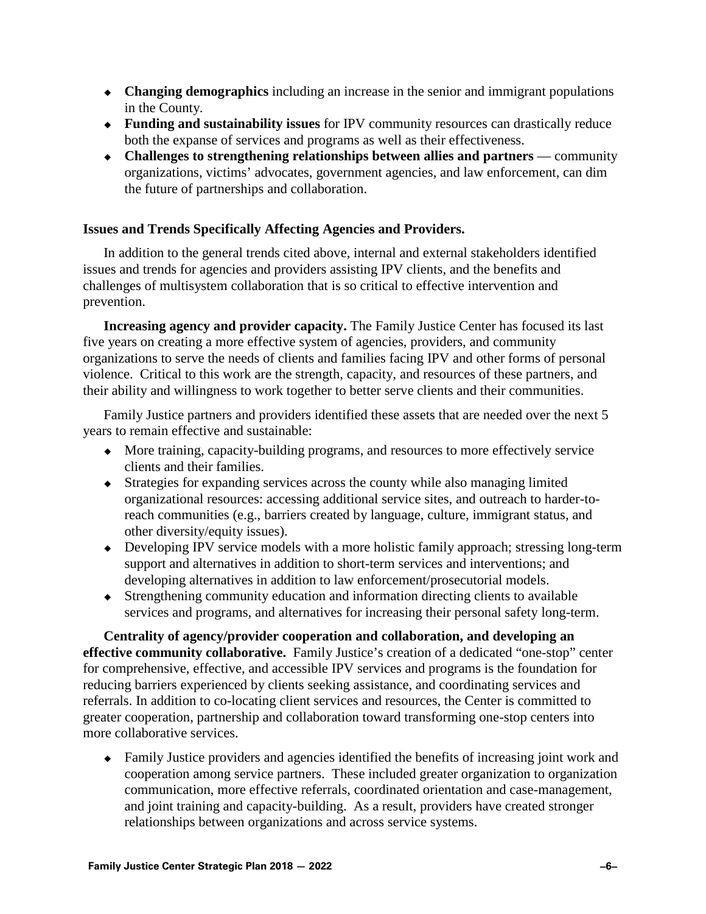- **Changing demographics** including an increase in the senior and immigrant populations in the County.
- **Funding and sustainability issues** for IPV community resources can drastically reduce both the expanse of services and programs as well as their effectiveness.
- **Challenges to strengthening relationships between allies and partners** — community organizations, victims' advocates, government agencies, and law enforcement, can dim the future of partnerships and collaboration.

**Issues and Trends Specifically Affecting Agencies and Providers.**

In addition to the general trends cited above, internal and external stakeholders identified issues and trends for agencies and providers assisting IPV clients, and the benefits and challenges of multisystem collaboration that is so critical to effective intervention and prevention.

**Increasing agency and provider capacity.** The Family Justice Center has focused its last five years on creating a more effective system of agencies, providers, and community organizations to serve the needs of clients and families facing IPV and other forms of personal violence. Critical to this work are the strength, capacity, and resources of these partners, and their ability and willingness to work together to better serve clients and their communities.

Family Justice partners and providers identified these assets that are needed over the next 5 years to remain effective and sustainable:

- More training, capacity-building programs, and resources to more effectively service clients and their families.
- Strategies for expanding services across the county while also managing limited organizational resources: accessing additional service sites, and outreach to harder-to-reach communities (e.g., barriers created by language, culture, immigrant status, and other diversity/equity issues).
- Developing IPV service models with a more holistic family approach; stressing long-term support and alternatives in addition to short-term services and interventions; and developing alternatives in addition to law enforcement/prosecutorial models.
- Strengthening community education and information directing clients to available services and programs, and alternatives for increasing their personal safety long-term.

**Centrality of agency/provider cooperation and collaboration, and developing an effective community collaborative.** Family Justice's creation of a dedicated "one-stop" center for comprehensive, effective, and accessible IPV services and programs is the foundation for reducing barriers experienced by clients seeking assistance, and coordinating services and referrals. In addition to co-locating client services and resources, the Center is committed to greater cooperation, partnership and collaboration toward transforming one-stop centers into more collaborative services.

- Family Justice providers and agencies identified the benefits of increasing joint work and cooperation among service partners. These included greater organization to organization communication, more effective referrals, coordinated orientation and case-management, and joint training and capacity-building. As a result, providers have created stronger relationships between organizations and across service systems.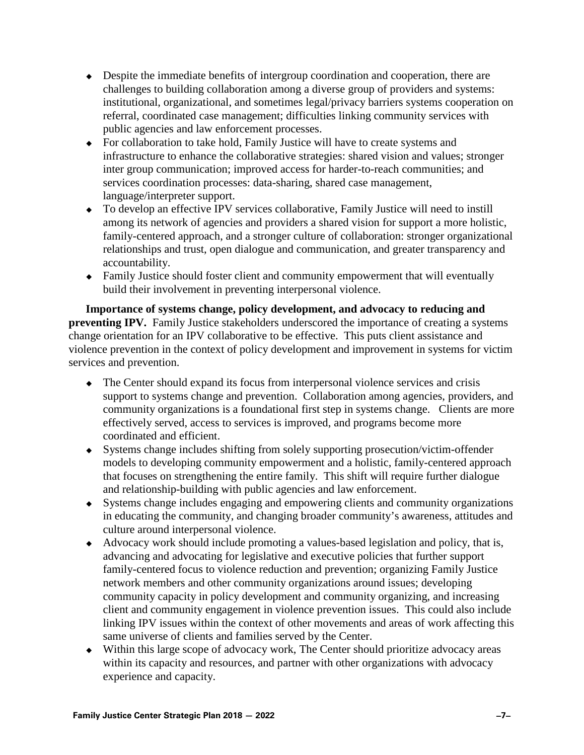- Despite the immediate benefits of intergroup coordination and cooperation, there are challenges to building collaboration among a diverse group of providers and systems: institutional, organizational, and sometimes legal/privacy barriers systems cooperation on referral, coordinated case management; difficulties linking community services with public agencies and law enforcement processes.
- For collaboration to take hold, Family Justice will have to create systems and infrastructure to enhance the collaborative strategies: shared vision and values; stronger inter group communication; improved access for harder-to-reach communities; and services coordination processes: data-sharing, shared case management, language/interpreter support.
- To develop an effective IPV services collaborative, Family Justice will need to instill among its network of agencies and providers a shared vision for support a more holistic, family-centered approach, and a stronger culture of collaboration: stronger organizational relationships and trust, open dialogue and communication, and greater transparency and accountability.
- Family Justice should foster client and community empowerment that will eventually build their involvement in preventing interpersonal violence.

**Importance of systems change, policy development, and advocacy to reducing and preventing IPV.** Family Justice stakeholders underscored the importance of creating a systems change orientation for an IPV collaborative to be effective. This puts client assistance and violence prevention in the context of policy development and improvement in systems for victim services and prevention.

- The Center should expand its focus from interpersonal violence services and crisis support to systems change and prevention. Collaboration among agencies, providers, and community organizations is a foundational first step in systems change. Clients are more effectively served, access to services is improved, and programs become more coordinated and efficient.
- Systems change includes shifting from solely supporting prosecution/victim-offender models to developing community empowerment and a holistic, family-centered approach that focuses on strengthening the entire family. This shift will require further dialogue and relationship-building with public agencies and law enforcement.
- Systems change includes engaging and empowering clients and community organizations in educating the community, and changing broader community's awareness, attitudes and culture around interpersonal violence.
- Advocacy work should include promoting a values-based legislation and policy, that is, advancing and advocating for legislative and executive policies that further support family-centered focus to violence reduction and prevention; organizing Family Justice network members and other community organizations around issues; developing community capacity in policy development and community organizing, and increasing client and community engagement in violence prevention issues. This could also include linking IPV issues within the context of other movements and areas of work affecting this same universe of clients and families served by the Center.
- Within this large scope of advocacy work, The Center should prioritize advocacy areas within its capacity and resources, and partner with other organizations with advocacy experience and capacity.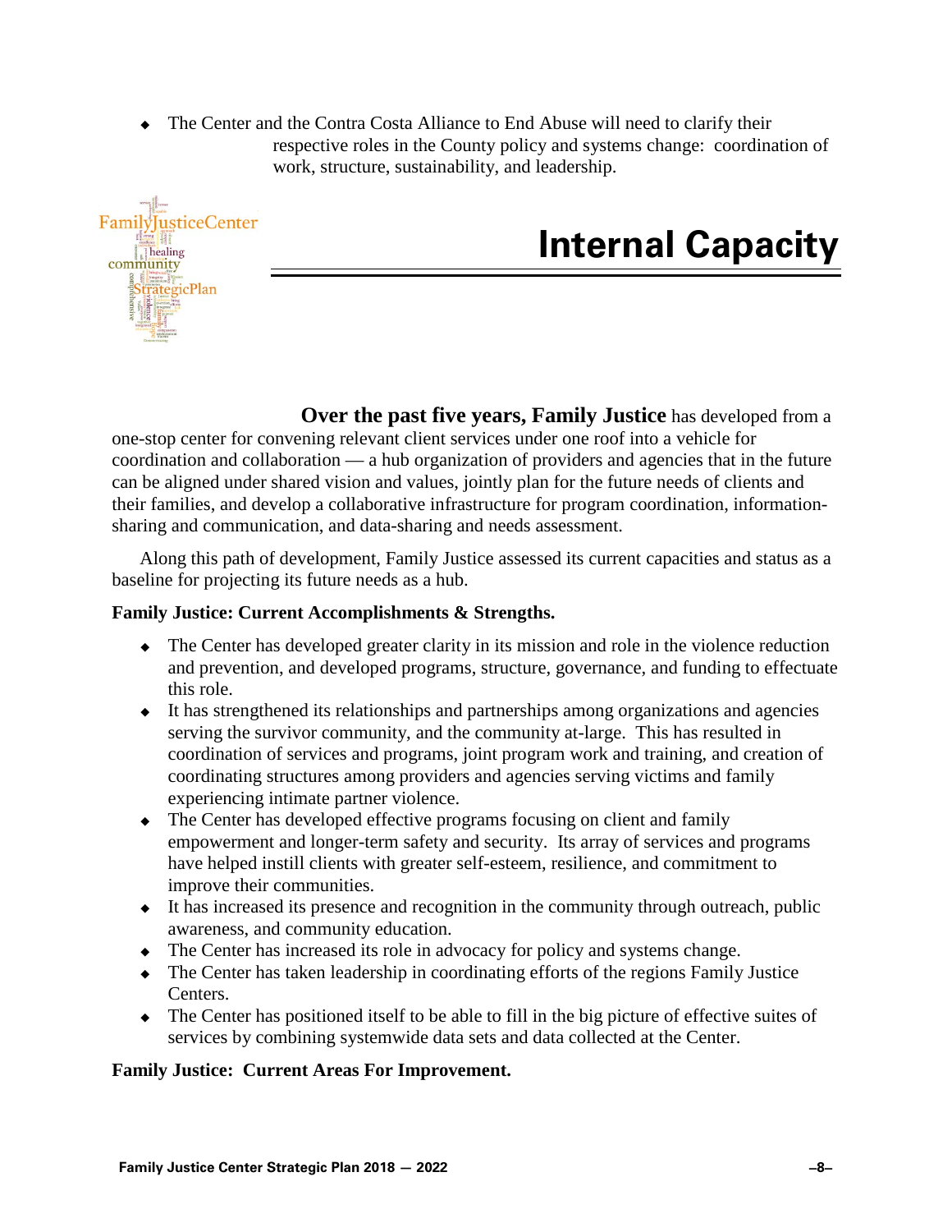- The Center and the Contra Costa Alliance to End Abuse will need to clarify their respective roles in the County policy and systems change: coordination of work, structure, sustainability, and leadership.

# Internal Capacity

**Over the past five years, Family Justice** has developed from a one-stop center for convening relevant client services under one roof into a vehicle for coordination and collaboration — a hub organization of providers and agencies that in the future can be aligned under shared vision and values, jointly plan for the future needs of clients and their families, and develop a collaborative infrastructure for program coordination, information-sharing and communication, and data-sharing and needs assessment.

Along this path of development, Family Justice assessed its current capacities and status as a baseline for projecting its future needs as a hub.

**Family Justice: Current Accomplishments & Strengths.**

- The Center has developed greater clarity in its mission and role in the violence reduction and prevention, and developed programs, structure, governance, and funding to effectuate this role.
- It has strengthened its relationships and partnerships among organizations and agencies serving the survivor community, and the community at-large. This has resulted in coordination of services and programs, joint program work and training, and creation of coordinating structures among providers and agencies serving victims and family experiencing intimate partner violence.
- The Center has developed effective programs focusing on client and family empowerment and longer-term safety and security. Its array of services and programs have helped instill clients with greater self-esteem, resilience, and commitment to improve their communities.
- It has increased its presence and recognition in the community through outreach, public awareness, and community education.
- The Center has increased its role in advocacy for policy and systems change.
- The Center has taken leadership in coordinating efforts of the regions Family Justice Centers.
- The Center has positioned itself to be able to fill in the big picture of effective suites of services by combining systemwide data sets and data collected at the Center.

**Family Justice: Current Areas For Improvement.**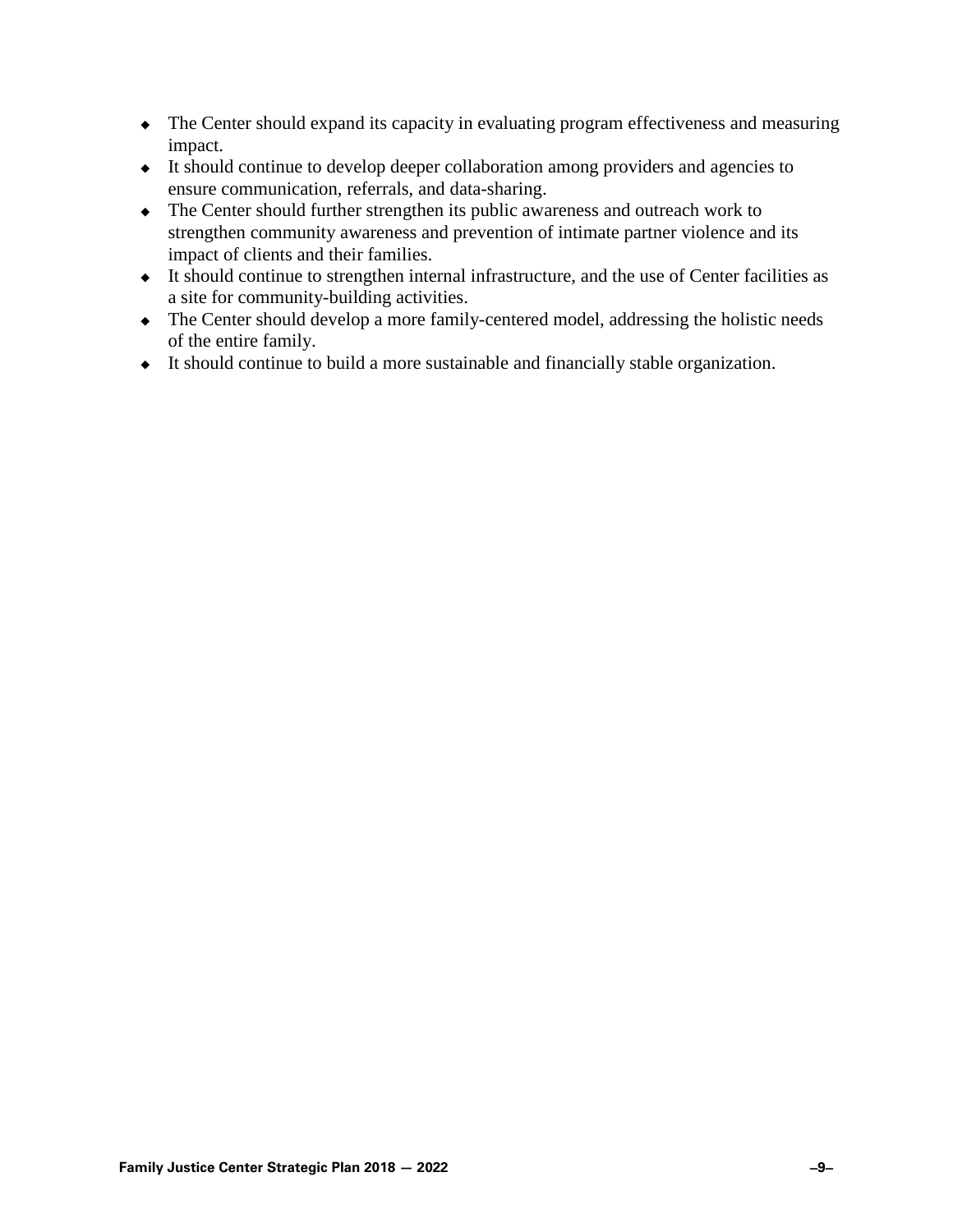- The Center should expand its capacity in evaluating program effectiveness and measuring impact.
- It should continue to develop deeper collaboration among providers and agencies to ensure communication, referrals, and data-sharing.
- The Center should further strengthen its public awareness and outreach work to strengthen community awareness and prevention of intimate partner violence and its impact of clients and their families.
- It should continue to strengthen internal infrastructure, and the use of Center facilities as a site for community-building activities.
- The Center should develop a more family-centered model, addressing the holistic needs of the entire family.
- It should continue to build a more sustainable and financially stable organization.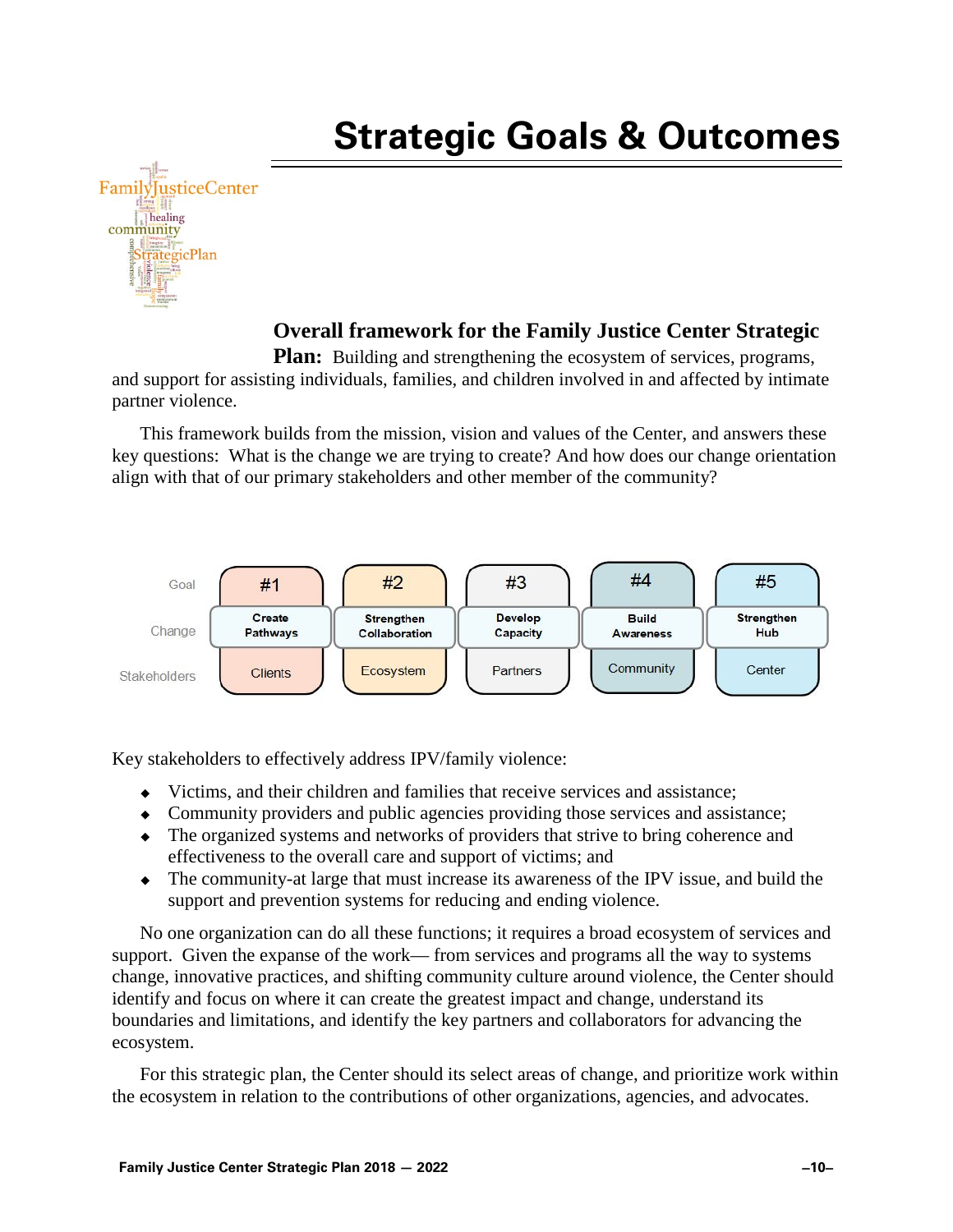# Strategic Goals & Outcomes

**Overall framework for the Family Justice Center Strategic Plan:** Building and strengthening the ecosystem of services, programs, and support for assisting individuals, families, and children involved in and affected by intimate partner violence.

This framework builds from the mission, vision and values of the Center, and answers these key questions: What is the change we are trying to create? And how does our change orientation align with that of our primary stakeholders and other member of the community?

| Goal | #1 | #2 | #3 | #4 | #5 |
|---|---|---|---|---|---|
| Change | Create Pathways | Strengthen Collaboration | Develop Capacity | Build Awareness | Strengthen Hub |
| Stakeholders | Clients | Ecosystem | Partners | Community | Center |

Key stakeholders to effectively address IPV/family violence:

- Victims, and their children and families that receive services and assistance;
- Community providers and public agencies providing those services and assistance;
- The organized systems and networks of providers that strive to bring coherence and effectiveness to the overall care and support of victims; and
- The community-at large that must increase its awareness of the IPV issue, and build the support and prevention systems for reducing and ending violence.

No one organization can do all these functions; it requires a broad ecosystem of services and support. Given the expanse of the work— from services and programs all the way to systems change, innovative practices, and shifting community culture around violence, the Center should identify and focus on where it can create the greatest impact and change, understand its boundaries and limitations, and identify the key partners and collaborators for advancing the ecosystem.

For this strategic plan, the Center should its select areas of change, and prioritize work within the ecosystem in relation to the contributions of other organizations, agencies, and advocates.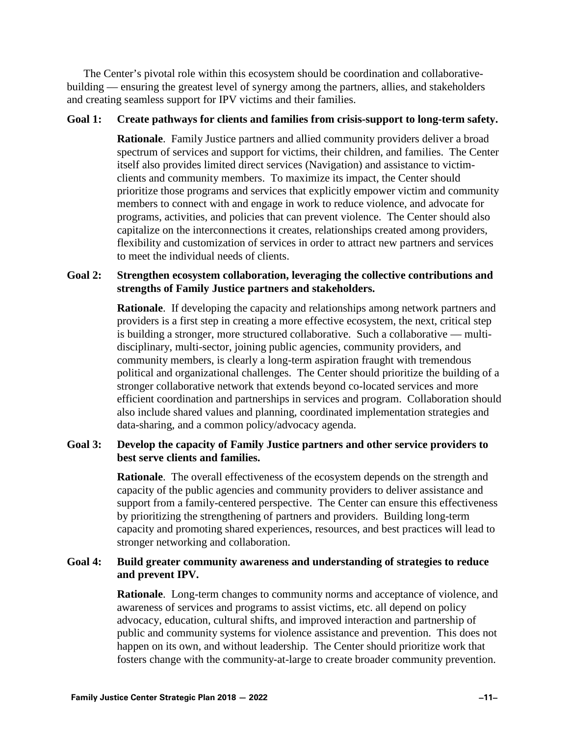The Center's pivotal role within this ecosystem should be coordination and collaborative-building — ensuring the greatest level of synergy among the partners, allies, and stakeholders and creating seamless support for IPV victims and their families.

**Goal 1: Create pathways for clients and families from crisis-support to long-term safety.**

**Rationale**. Family Justice partners and allied community providers deliver a broad spectrum of services and support for victims, their children, and families. The Center itself also provides limited direct services (Navigation) and assistance to victim-clients and community members. To maximize its impact, the Center should prioritize those programs and services that explicitly empower victim and community members to connect with and engage in work to reduce violence, and advocate for programs, activities, and policies that can prevent violence. The Center should also capitalize on the interconnections it creates, relationships created among providers, flexibility and customization of services in order to attract new partners and services to meet the individual needs of clients.

**Goal 2: Strengthen ecosystem collaboration, leveraging the collective contributions and strengths of Family Justice partners and stakeholders.**

**Rationale**. If developing the capacity and relationships among network partners and providers is a first step in creating a more effective ecosystem, the next, critical step is building a stronger, more structured collaborative. Such a collaborative — multi-disciplinary, multi-sector, joining public agencies, community providers, and community members, is clearly a long-term aspiration fraught with tremendous political and organizational challenges. The Center should prioritize the building of a stronger collaborative network that extends beyond co-located services and more efficient coordination and partnerships in services and program. Collaboration should also include shared values and planning, coordinated implementation strategies and data-sharing, and a common policy/advocacy agenda.

**Goal 3: Develop the capacity of Family Justice partners and other service providers to best serve clients and families.**

**Rationale**. The overall effectiveness of the ecosystem depends on the strength and capacity of the public agencies and community providers to deliver assistance and support from a family-centered perspective. The Center can ensure this effectiveness by prioritizing the strengthening of partners and providers. Building long-term capacity and promoting shared experiences, resources, and best practices will lead to stronger networking and collaboration.

**Goal 4: Build greater community awareness and understanding of strategies to reduce and prevent IPV.**

**Rationale**. Long-term changes to community norms and acceptance of violence, and awareness of services and programs to assist victims, etc. all depend on policy advocacy, education, cultural shifts, and improved interaction and partnership of public and community systems for violence assistance and prevention. This does not happen on its own, and without leadership. The Center should prioritize work that fosters change with the community-at-large to create broader community prevention.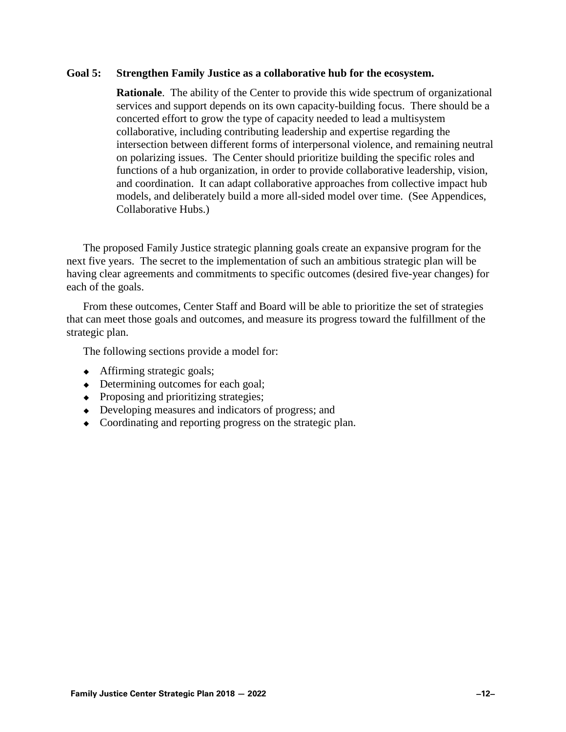**Goal 5: Strengthen Family Justice as a collaborative hub for the ecosystem.**

**Rationale**. The ability of the Center to provide this wide spectrum of organizational services and support depends on its own capacity-building focus. There should be a concerted effort to grow the type of capacity needed to lead a multisystem collaborative, including contributing leadership and expertise regarding the intersection between different forms of interpersonal violence, and remaining neutral on polarizing issues. The Center should prioritize building the specific roles and functions of a hub organization, in order to provide collaborative leadership, vision, and coordination. It can adapt collaborative approaches from collective impact hub models, and deliberately build a more all-sided model over time. (See Appendices, Collaborative Hubs.)

The proposed Family Justice strategic planning goals create an expansive program for the next five years. The secret to the implementation of such an ambitious strategic plan will be having clear agreements and commitments to specific outcomes (desired five-year changes) for each of the goals.

From these outcomes, Center Staff and Board will be able to prioritize the set of strategies that can meet those goals and outcomes, and measure its progress toward the fulfillment of the strategic plan.

The following sections provide a model for:

- Affirming strategic goals;
- Determining outcomes for each goal;
- Proposing and prioritizing strategies;
- Developing measures and indicators of progress; and
- Coordinating and reporting progress on the strategic plan.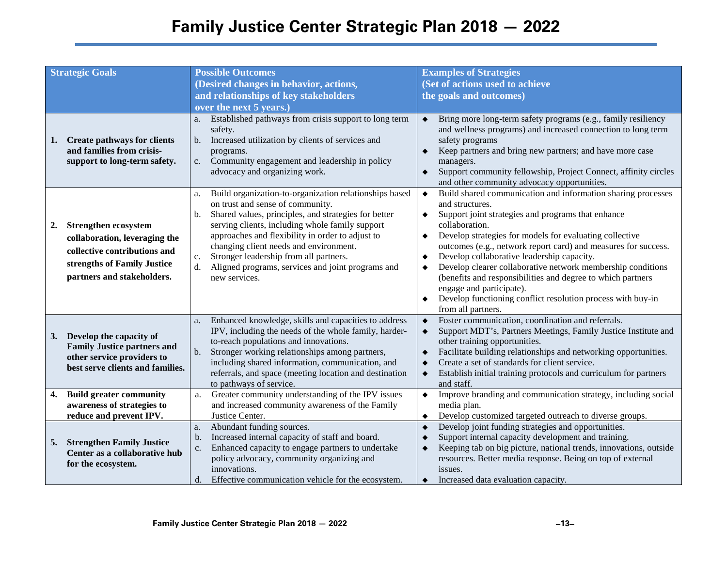# Family Justice Center Strategic Plan 2018 — 2022

| Strategic Goals | Possible Outcomes (Desired changes in behavior, actions, and relationships of key stakeholders over the next 5 years.) | Examples of Strategies (Set of actions used to achieve the goals and outcomes) |
|---|---|---|
| **1. Create pathways for clients and families from crisis-support to long-term safety.** | a. Established pathways from crisis support to long term safety.<br>b. Increased utilization by clients of services and programs.<br>c. Community engagement and leadership in policy advocacy and organizing work. | ◆ Bring more long-term safety programs (e.g., family resiliency and wellness programs) and increased connection to long term safety programs<br>◆ Keep partners and bring new partners; and have more case managers.<br>◆ Support community fellowship, Project Connect, affinity circles and other community advocacy opportunities. |
| **2. Strengthen ecosystem collaboration, leveraging the collective contributions and strengths of Family Justice partners and stakeholders.** | a. Build organization-to-organization relationships based on trust and sense of community.<br>b. Shared values, principles, and strategies for better serving clients, including whole family support approaches and flexibility in order to adjust to changing client needs and environment.<br>c. Stronger leadership from all partners.<br>d. Aligned programs, services and joint programs and new services. | ◆ Build shared communication and information sharing processes and structures.<br>◆ Support joint strategies and programs that enhance collaboration.<br>◆ Develop strategies for models for evaluating collective outcomes (e.g., network report card) and measures for success.<br>◆ Develop collaborative leadership capacity.<br>◆ Develop clearer collaborative network membership conditions (benefits and responsibilities and degree to which partners engage and participate).<br>◆ Develop functioning conflict resolution process with buy-in from all partners. |
| **3. Develop the capacity of Family Justice partners and other service providers to best serve clients and families.** | a. Enhanced knowledge, skills and capacities to address IPV, including the needs of the whole family, harder-to-reach populations and innovations.<br>b. Stronger working relationships among partners, including shared information, communication, and referrals, and space (meeting location and destination to pathways of service. | ◆ Foster communication, coordination and referrals.<br>◆ Support MDT's, Partners Meetings, Family Justice Institute and other training opportunities.<br>◆ Facilitate building relationships and networking opportunities.<br>◆ Create a set of standards for client service.<br>◆ Establish initial training protocols and curriculum for partners and staff. |
| **4. Build greater community awareness of strategies to reduce and prevent IPV.** | a. Greater community understanding of the IPV issues and increased community awareness of the Family Justice Center. | ◆ Improve branding and communication strategy, including social media plan.<br>◆ Develop customized targeted outreach to diverse groups. |
| **5. Strengthen Family Justice Center as a collaborative hub for the ecosystem.** | a. Abundant funding sources.<br>b. Increased internal capacity of staff and board.<br>c. Enhanced capacity to engage partners to undertake policy advocacy, community organizing and innovations.<br>d. Effective communication vehicle for the ecosystem. | ◆ Develop joint funding strategies and opportunities.<br>◆ Support internal capacity development and training.<br>◆ Keeping tab on big picture, national trends, innovations, outside resources. Better media response. Being on top of external issues.<br>◆ Increased data evaluation capacity. |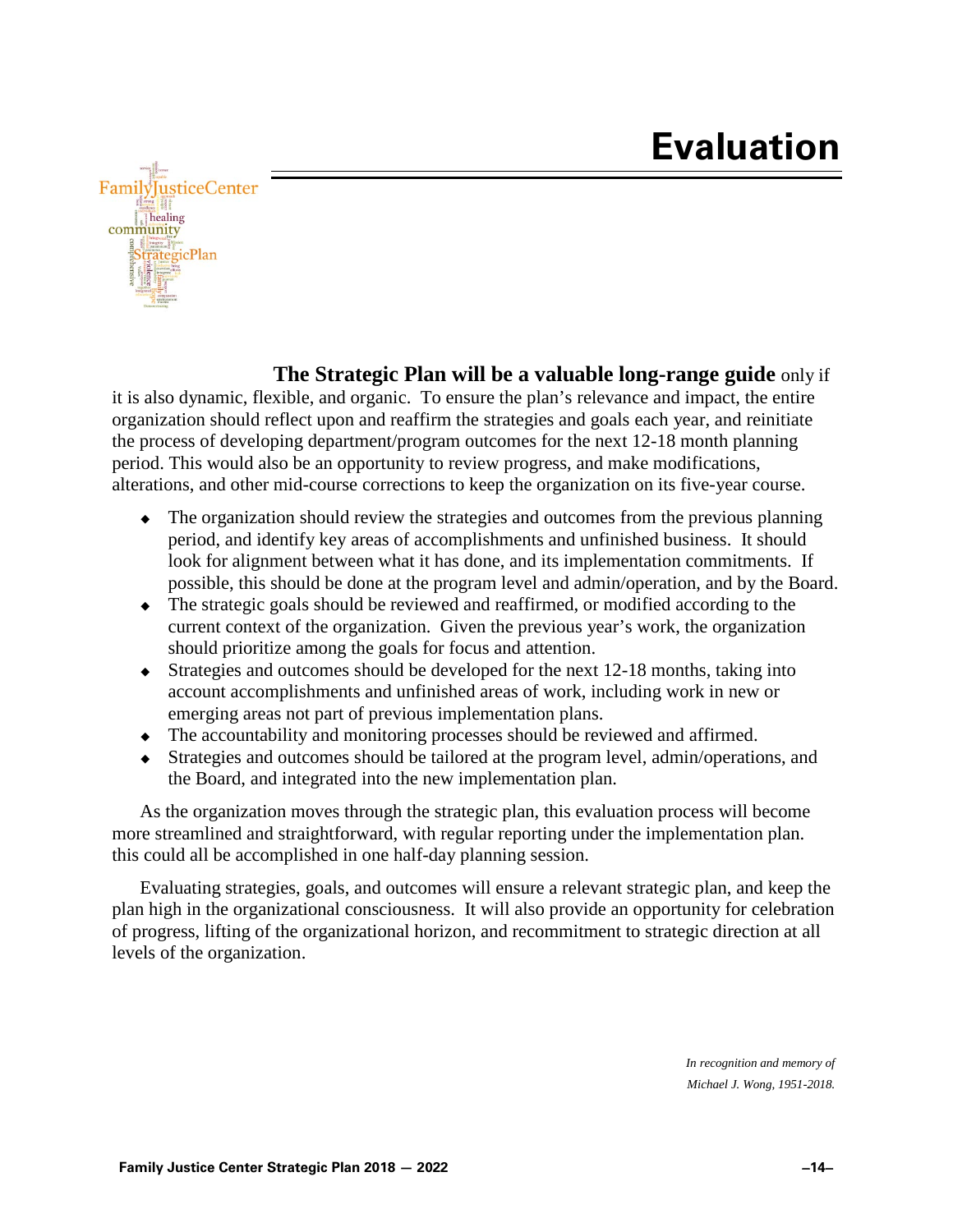# Evaluation

**The Strategic Plan will be a valuable long-range guide** only if it is also dynamic, flexible, and organic. To ensure the plan's relevance and impact, the entire organization should reflect upon and reaffirm the strategies and goals each year, and reinitiate the process of developing department/program outcomes for the next 12-18 month planning period. This would also be an opportunity to review progress, and make modifications, alterations, and other mid-course corrections to keep the organization on its five-year course.

- The organization should review the strategies and outcomes from the previous planning period, and identify key areas of accomplishments and unfinished business. It should look for alignment between what it has done, and its implementation commitments. If possible, this should be done at the program level and admin/operation, and by the Board.
- The strategic goals should be reviewed and reaffirmed, or modified according to the current context of the organization. Given the previous year's work, the organization should prioritize among the goals for focus and attention.
- Strategies and outcomes should be developed for the next 12-18 months, taking into account accomplishments and unfinished areas of work, including work in new or emerging areas not part of previous implementation plans.
- The accountability and monitoring processes should be reviewed and affirmed.
- Strategies and outcomes should be tailored at the program level, admin/operations, and the Board, and integrated into the new implementation plan.

As the organization moves through the strategic plan, this evaluation process will become more streamlined and straightforward, with regular reporting under the implementation plan. this could all be accomplished in one half-day planning session.

Evaluating strategies, goals, and outcomes will ensure a relevant strategic plan, and keep the plan high in the organizational consciousness. It will also provide an opportunity for celebration of progress, lifting of the organizational horizon, and recommitment to strategic direction at all levels of the organization.

*In recognition and memory of*
*Michael J. Wong, 1951-2018.*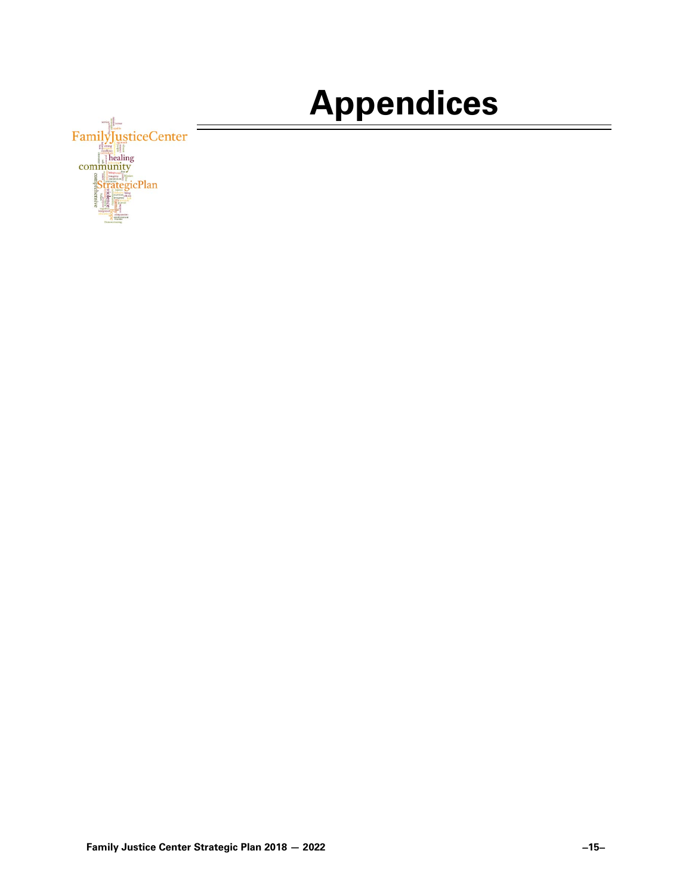# Appendices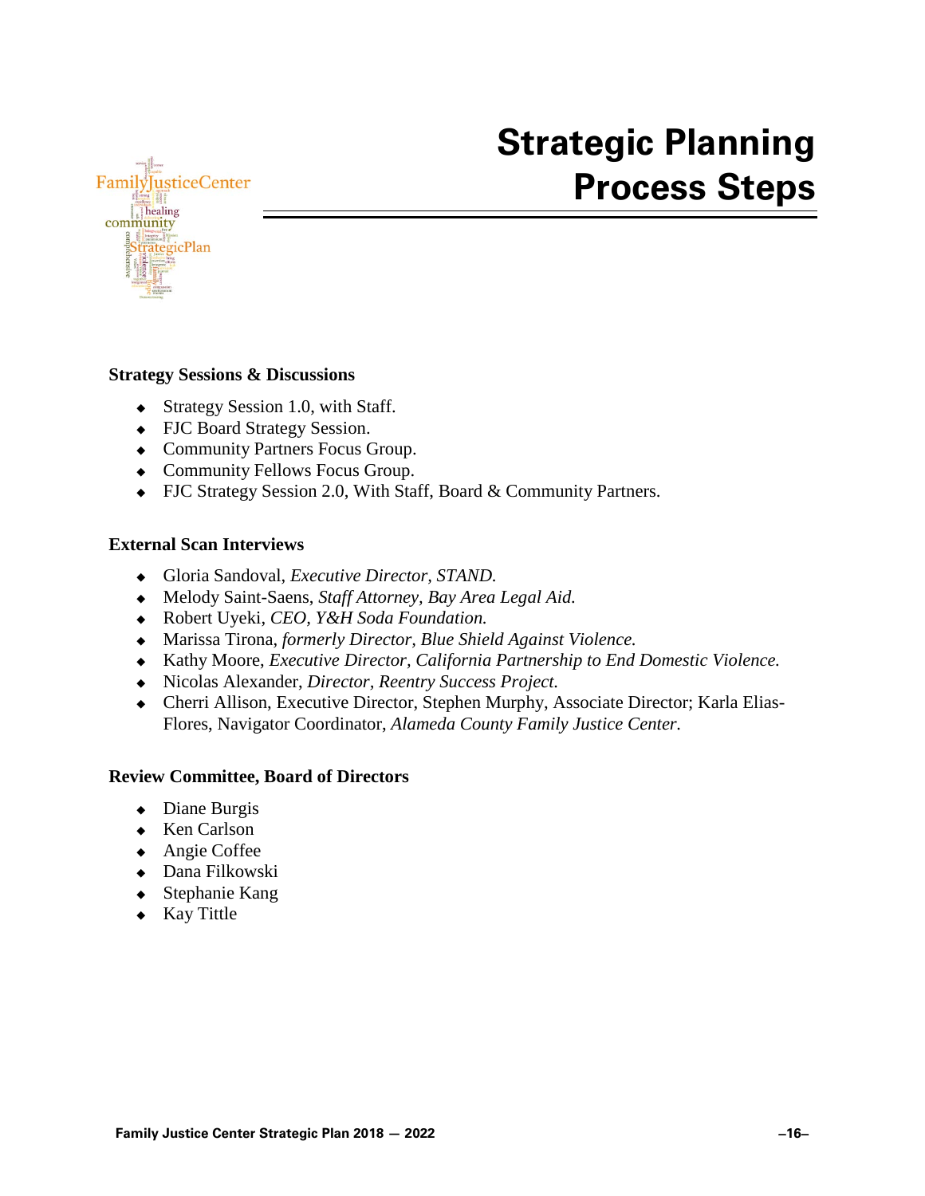# Strategic Planning Process Steps

**Strategy Sessions & Discussions**

- Strategy Session 1.0, with Staff.
- FJC Board Strategy Session.
- Community Partners Focus Group.
- Community Fellows Focus Group.
- FJC Strategy Session 2.0, With Staff, Board & Community Partners.

**External Scan Interviews**

- Gloria Sandoval, *Executive Director, STAND.*
- Melody Saint-Saens, *Staff Attorney, Bay Area Legal Aid.*
- Robert Uyeki, *CEO, Y&H Soda Foundation.*
- Marissa Tirona, *formerly Director, Blue Shield Against Violence.*
- Kathy Moore, *Executive Director, California Partnership to End Domestic Violence.*
- Nicolas Alexander, *Director, Reentry Success Project.*
- Cherri Allison, Executive Director, Stephen Murphy, Associate Director; Karla Elias-Flores, Navigator Coordinator, *Alameda County Family Justice Center.*

**Review Committee, Board of Directors**

- Diane Burgis
- Ken Carlson
- Angie Coffee
- Dana Filkowski
- Stephanie Kang
- Kay Tittle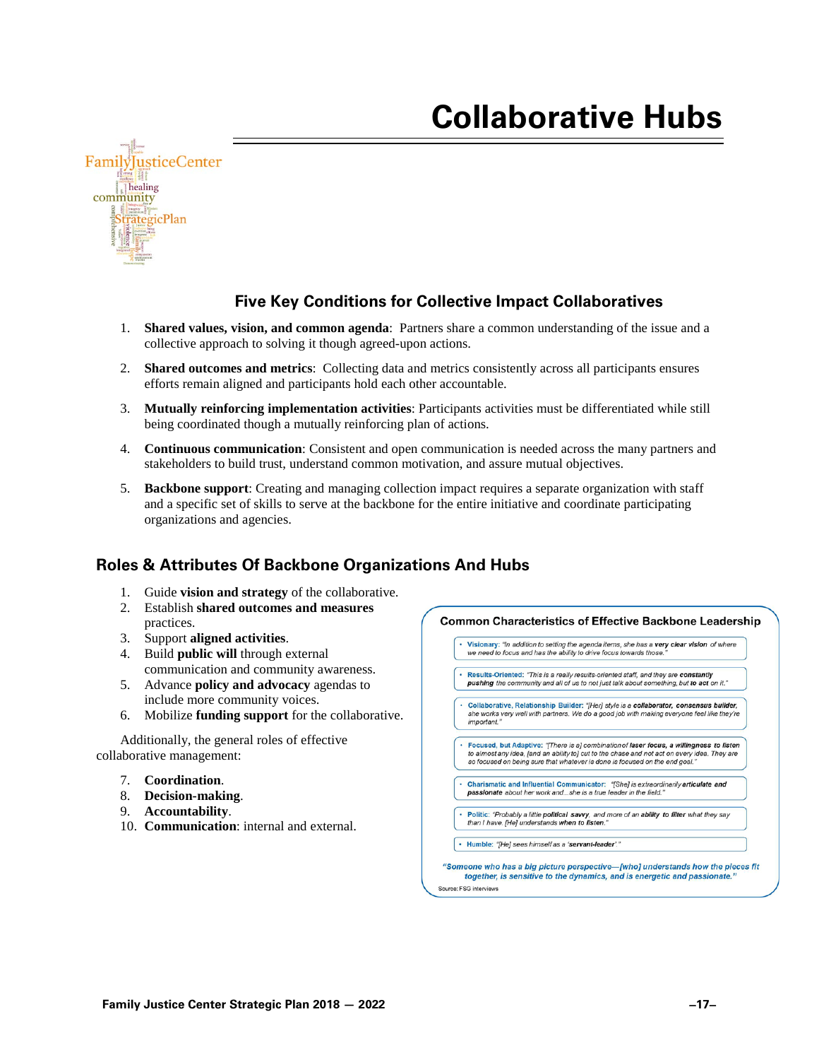# Collaborative Hubs

## Five Key Conditions for Collective Impact Collaboratives

1. **Shared values, vision, and common agenda**: Partners share a common understanding of the issue and a collective approach to solving it though agreed-upon actions.
2. **Shared outcomes and metrics**: Collecting data and metrics consistently across all participants ensures efforts remain aligned and participants hold each other accountable.
3. **Mutually reinforcing implementation activities**: Participants activities must be differentiated while still being coordinated though a mutually reinforcing plan of actions.
4. **Continuous communication**: Consistent and open communication is needed across the many partners and stakeholders to build trust, understand common motivation, and assure mutual objectives.
5. **Backbone support**: Creating and managing collection impact requires a separate organization with staff and a specific set of skills to serve at the backbone for the entire initiative and coordinate participating organizations and agencies.

## Roles & Attributes Of Backbone Organizations And Hubs

1. Guide **vision and strategy** of the collaborative.
2. Establish **shared outcomes and measures** practices.
3. Support **aligned activities**.
4. Build **public will** through external communication and community awareness.
5. Advance **policy and advocacy** agendas to include more community voices.
6. Mobilize **funding support** for the collaborative.

Additionally, the general roles of effective collaborative management:

7. **Coordination**.
8. **Decision-making**.
9. **Accountability**.
10. **Communication**: internal and external.

**Common Characteristics of Effective Backbone Leadership**

- **Visionary**: *"In addition to setting the agenda items, she has a **very clear vision** of where we need to focus and has the ability to drive focus towards those."*
- **Results-Oriented**: *"This is a really results-oriented staff, and they are **constantly pushing** the community and all of us to not just talk about something, but **to act** on it."*
- **Collaborative, Relationship Builder**: *"[Her] style is a **collaborator, consensus builder**, she works very well with partners. We do a good job with making everyone feel like they're important."*
- **Focused, but Adaptive**: *"[There is a] combination of **laser focus, a willingness to listen** to almost any idea, [and an ability to] cut to the chase and not act on every idea. They are so focused on being sure that whatever is done is focused on the end goal."*
- **Charismatic and Influential Communicator**: *"[She] is extraordinarily **articulate and passionate** about her work and...she is a true leader in the field."*
- **Politic**: *"Probably a little **political savvy**, and more of an **ability to filter** what they say than I have. [He] understands **when to listen**."*
- **Humble**: *"[He] sees himself as a '**servant-leader**'."*

***"Someone who has a big picture perspective—[who] understands how the pieces fit together, is sensitive to the dynamics, and is energetic and passionate."***

Source: FSG interviews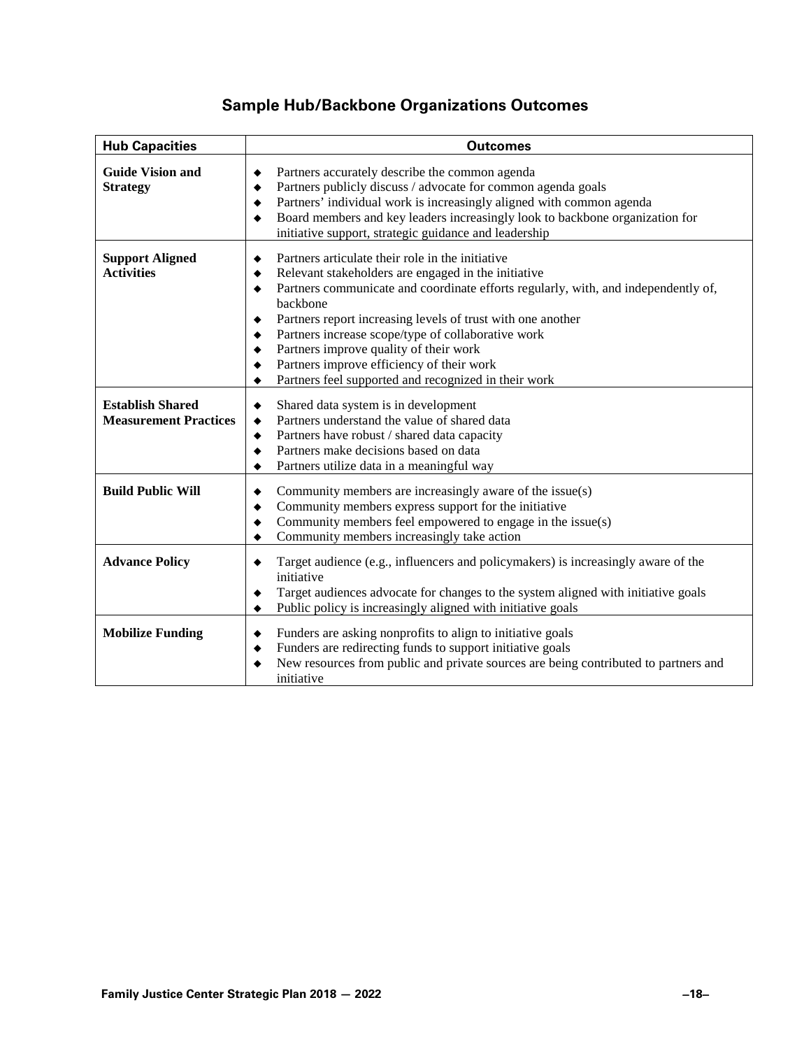## Sample Hub/Backbone Organizations Outcomes

| Hub Capacities | Outcomes |
|---|---|
| **Guide Vision and Strategy** | ◆ Partners accurately describe the common agenda<br>◆ Partners publicly discuss / advocate for common agenda goals<br>◆ Partners' individual work is increasingly aligned with common agenda<br>◆ Board members and key leaders increasingly look to backbone organization for initiative support, strategic guidance and leadership |
| **Support Aligned Activities** | ◆ Partners articulate their role in the initiative<br>◆ Relevant stakeholders are engaged in the initiative<br>◆ Partners communicate and coordinate efforts regularly, with, and independently of, backbone<br>◆ Partners report increasing levels of trust with one another<br>◆ Partners increase scope/type of collaborative work<br>◆ Partners improve quality of their work<br>◆ Partners improve efficiency of their work<br>◆ Partners feel supported and recognized in their work |
| **Establish Shared Measurement Practices** | ◆ Shared data system is in development<br>◆ Partners understand the value of shared data<br>◆ Partners have robust / shared data capacity<br>◆ Partners make decisions based on data<br>◆ Partners utilize data in a meaningful way |
| **Build Public Will** | ◆ Community members are increasingly aware of the issue(s)<br>◆ Community members express support for the initiative<br>◆ Community members feel empowered to engage in the issue(s)<br>◆ Community members increasingly take action |
| **Advance Policy** | ◆ Target audience (e.g., influencers and policymakers) is increasingly aware of the initiative<br>◆ Target audiences advocate for changes to the system aligned with initiative goals<br>◆ Public policy is increasingly aligned with initiative goals |
| **Mobilize Funding** | ◆ Funders are asking nonprofits to align to initiative goals<br>◆ Funders are redirecting funds to support initiative goals<br>◆ New resources from public and private sources are being contributed to partners and initiative |